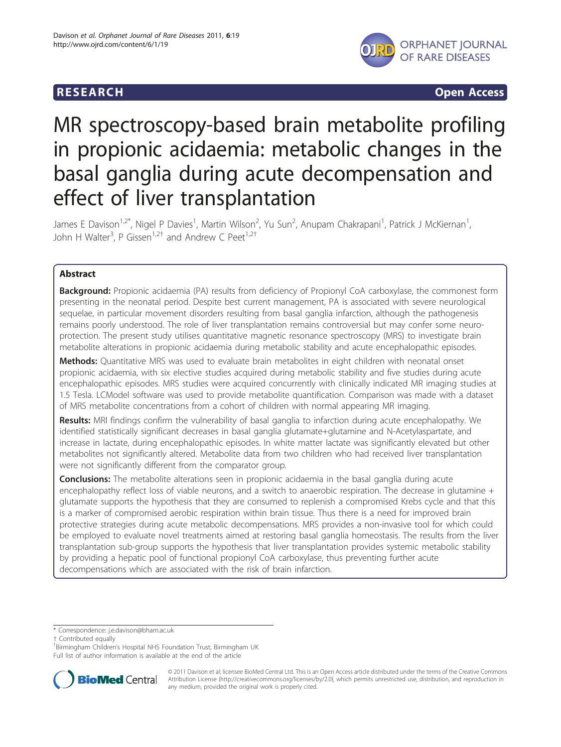RESEARCH Open Access

# MR spectroscopy-based brain metabolite profiling in propionic acidaemia: metabolic changes in the basal ganglia during acute decompensation and effect of liver transplantation

James E Davison[1,2*], Nigel P Davies[1], Martin Wilson[2], Yu Sun[2], Anupam Chakrapani[1], Patrick J McKiernan[1], John H Walter[3], P Gissen[1,2†] and Andrew C Peet[1,2†]

## Abstract

**Background:** Propionic acidaemia (PA) results from deficiency of Propionyl CoA carboxylase, the commonest form presenting in the neonatal period. Despite best current management, PA is associated with severe neurological sequelae, in particular movement disorders resulting from basal ganglia infarction, although the pathogenesis remains poorly understood. The role of liver transplantation remains controversial but may confer some neuro-protection. The present study utilises quantitative magnetic resonance spectroscopy (MRS) to investigate brain metabolite alterations in propionic acidaemia during metabolic stability and acute encephalopathic episodes.

**Methods:** Quantitative MRS was used to evaluate brain metabolites in eight children with neonatal onset propionic acidaemia, with six elective studies acquired during metabolic stability and five studies during acute encephalopathic episodes. MRS studies were acquired concurrently with clinically indicated MR imaging studies at 1.5 Tesla. LCModel software was used to provide metabolite quantification. Comparison was made with a dataset of MRS metabolite concentrations from a cohort of children with normal appearing MR imaging.

**Results:** MRI findings confirm the vulnerability of basal ganglia to infarction during acute encephalopathy. We identified statistically significant decreases in basal ganglia glutamate+glutamine and N-Acetylaspartate, and increase in lactate, during encephalopathic episodes. In white matter lactate was significantly elevated but other metabolites not significantly altered. Metabolite data from two children who had received liver transplantation were not significantly different from the comparator group.

**Conclusions:** The metabolite alterations seen in propionic acidaemia in the basal ganglia during acute encephalopathy reflect loss of viable neurons, and a switch to anaerobic respiration. The decrease in glutamine + glutamate supports the hypothesis that they are consumed to replenish a compromised Krebs cycle and that this is a marker of compromised aerobic respiration within brain tissue. Thus there is a need for improved brain protective strategies during acute metabolic decompensations. MRS provides a non-invasive tool for which could be employed to evaluate novel treatments aimed at restoring basal ganglia homeostasis. The results from the liver transplantation sub-group supports the hypothesis that liver transplantation provides systemic metabolic stability by providing a hepatic pool of functional propionyl CoA carboxylase, thus preventing further acute decompensations which are associated with the risk of brain infarction.

\* Correspondence: j.e.davison@bham.ac.uk
† Contributed equally
[1]Birmingham Children's Hospital NHS Foundation Trust, Birmingham UK
Full list of author information is available at the end of the article

© 2011 Davison et al; licensee BioMed Central Ltd. This is an Open Access article distributed under the terms of the Creative Commons Attribution License (http://creativecommons.org/licenses/by/2.0), which permits unrestricted use, distribution, and reproduction in any medium, provided the original work is properly cited.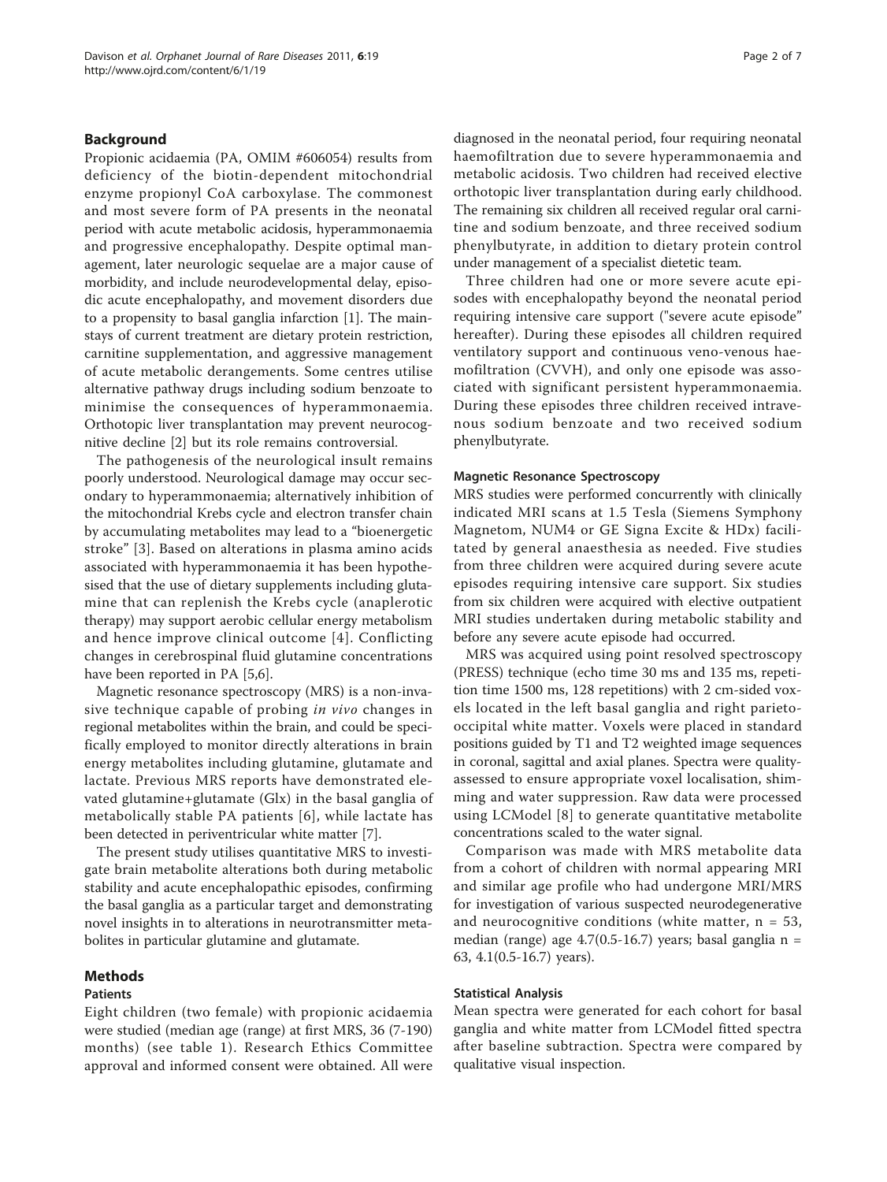## Background

Propionic acidaemia (PA, OMIM #606054) results from deficiency of the biotin-dependent mitochondrial enzyme propionyl CoA carboxylase. The commonest and most severe form of PA presents in the neonatal period with acute metabolic acidosis, hyperammonaemia and progressive encephalopathy. Despite optimal management, later neurologic sequelae are a major cause of morbidity, and include neurodevelopmental delay, episodic acute encephalopathy, and movement disorders due to a propensity to basal ganglia infarction [1]. The mainstays of current treatment are dietary protein restriction, carnitine supplementation, and aggressive management of acute metabolic derangements. Some centres utilise alternative pathway drugs including sodium benzoate to minimise the consequences of hyperammonaemia. Orthotopic liver transplantation may prevent neurocognitive decline [2] but its role remains controversial.

The pathogenesis of the neurological insult remains poorly understood. Neurological damage may occur secondary to hyperammonaemia; alternatively inhibition of the mitochondrial Krebs cycle and electron transfer chain by accumulating metabolites may lead to a "bioenergetic stroke" [3]. Based on alterations in plasma amino acids associated with hyperammonaemia it has been hypothesised that the use of dietary supplements including glutamine that can replenish the Krebs cycle (anaplerotic therapy) may support aerobic cellular energy metabolism and hence improve clinical outcome [4]. Conflicting changes in cerebrospinal fluid glutamine concentrations have been reported in PA [5,6].

Magnetic resonance spectroscopy (MRS) is a non-invasive technique capable of probing *in vivo* changes in regional metabolites within the brain, and could be specifically employed to monitor directly alterations in brain energy metabolites including glutamine, glutamate and lactate. Previous MRS reports have demonstrated elevated glutamine+glutamate (Glx) in the basal ganglia of metabolically stable PA patients [6], while lactate has been detected in periventricular white matter [7].

The present study utilises quantitative MRS to investigate brain metabolite alterations both during metabolic stability and acute encephalopathic episodes, confirming the basal ganglia as a particular target and demonstrating novel insights in to alterations in neurotransmitter metabolites in particular glutamine and glutamate.

## Methods

### Patients

Eight children (two female) with propionic acidaemia were studied (median age (range) at first MRS, 36 (7-190) months) (see table 1). Research Ethics Committee approval and informed consent were obtained. All were diagnosed in the neonatal period, four requiring neonatal haemofiltration due to severe hyperammonaemia and metabolic acidosis. Two children had received elective orthotopic liver transplantation during early childhood. The remaining six children all received regular oral carnitine and sodium benzoate, and three received sodium phenylbutyrate, in addition to dietary protein control under management of a specialist dietetic team.

Three children had one or more severe acute episodes with encephalopathy beyond the neonatal period requiring intensive care support ("severe acute episode" hereafter). During these episodes all children required ventilatory support and continuous veno-venous haemofiltration (CVVH), and only one episode was associated with significant persistent hyperammonaemia. During these episodes three children received intravenous sodium benzoate and two received sodium phenylbutyrate.

### Magnetic Resonance Spectroscopy

MRS studies were performed concurrently with clinically indicated MRI scans at 1.5 Tesla (Siemens Symphony Magnetom, NUM4 or GE Signa Excite & HDx) facilitated by general anaesthesia as needed. Five studies from three children were acquired during severe acute episodes requiring intensive care support. Six studies from six children were acquired with elective outpatient MRI studies undertaken during metabolic stability and before any severe acute episode had occurred.

MRS was acquired using point resolved spectroscopy (PRESS) technique (echo time 30 ms and 135 ms, repetition time 1500 ms, 128 repetitions) with 2 cm-sided voxels located in the left basal ganglia and right parieto-occipital white matter. Voxels were placed in standard positions guided by T1 and T2 weighted image sequences in coronal, sagittal and axial planes. Spectra were quality-assessed to ensure appropriate voxel localisation, shimming and water suppression. Raw data were processed using LCModel [8] to generate quantitative metabolite concentrations scaled to the water signal.

Comparison was made with MRS metabolite data from a cohort of children with normal appearing MRI and similar age profile who had undergone MRI/MRS for investigation of various suspected neurodegenerative and neurocognitive conditions (white matter, n = 53, median (range) age 4.7(0.5-16.7) years; basal ganglia n = 63, 4.1(0.5-16.7) years).

### Statistical Analysis

Mean spectra were generated for each cohort for basal ganglia and white matter from LCModel fitted spectra after baseline subtraction. Spectra were compared by qualitative visual inspection.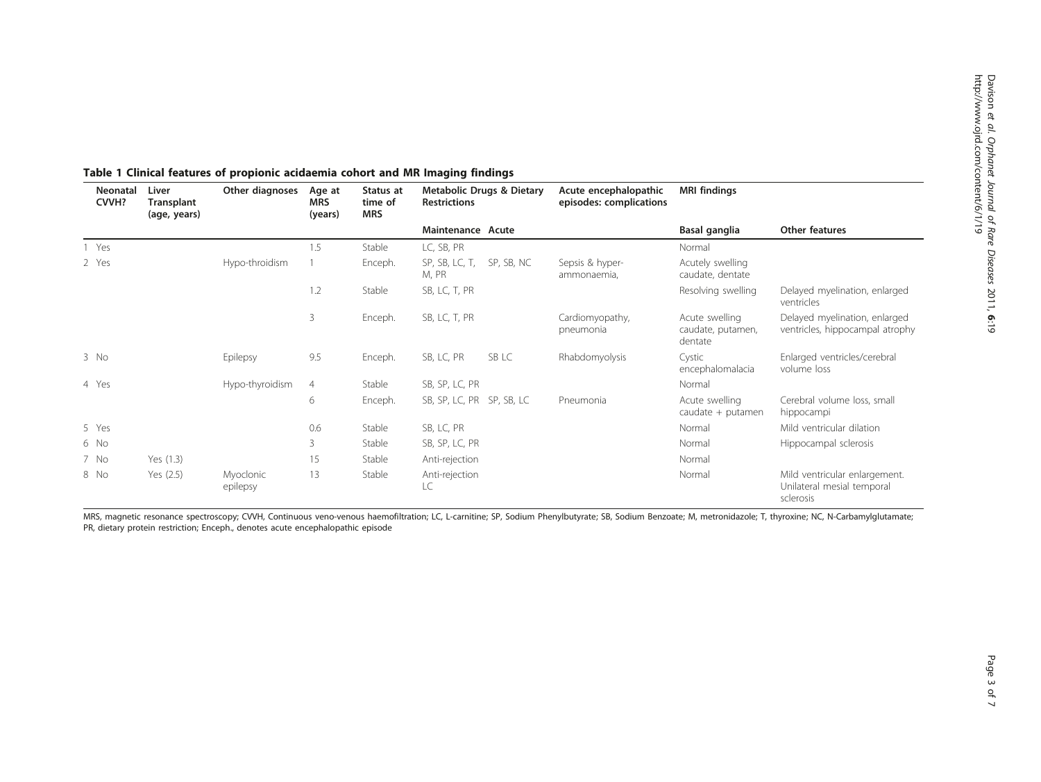**Table 1 Clinical features of propionic acidaemia cohort and MR Imaging findings**

| | Neonatal CVVH? | Liver Transplant (age, years) | Other diagnoses | Age at MRS (years) | Status at time of MRS | Metabolic Drugs & Dietary Restrictions | | Acute encephalopathic episodes: complications | MRI findings | |
|---|---|---|---|---|---|---|---|---|---|---|
| | | | | | | Maintenance | Acute | | Basal ganglia | Other features |
| 1 | Yes | | | 1.5 | Stable | LC, SB, PR | | | Normal | |
| 2 | Yes | | Hypo-throidism | 1 | Enceph. | SP, SB, LC, T, M, PR | SP, SB, NC | Sepsis & hyper-ammonaemia, | Acutely swelling caudate, dentate | |
| | | | | 1.2 | Stable | SB, LC, T, PR | | | Resolving swelling | Delayed myelination, enlarged ventricles |
| | | | | 3 | Enceph. | SB, LC, T, PR | | Cardiomyopathy, pneumonia | Acute swelling caudate, putamen, dentate | Delayed myelination, enlarged ventricles, hippocampal atrophy |
| 3 | No | | Epilepsy | 9.5 | Enceph. | SB, LC, PR | SB LC | Rhabdomyolysis | Cystic encephalomalacia | Enlarged ventricles/cerebral volume loss |
| 4 | Yes | | Hypo-thyroidism | 4 | Stable | SB, SP, LC, PR | | | Normal | |
| | | | | 6 | Enceph. | SB, SP, LC, PR | SP, SB, LC | Pneumonia | Acute swelling caudate + putamen | Cerebral volume loss, small hippocampi |
| 5 | Yes | | | 0.6 | Stable | SB, LC, PR | | | Normal | Mild ventricular dilation |
| 6 | No | | | 3 | Stable | SB, SP, LC, PR | | | Normal | Hippocampal sclerosis |
| 7 | No | Yes (1.3) | | 15 | Stable | Anti-rejection | | | Normal | |
| 8 | No | Yes (2.5) | Myoclonic epilepsy | 13 | Stable | Anti-rejection LC | | | Normal | Mild ventricular enlargement. Unilateral mesial temporal sclerosis |

MRS, magnetic resonance spectroscopy; CVVH, Continuous veno-venous haemofiltration; LC, L-carnitine; SP, Sodium Phenylbutyrate; SB, Sodium Benzoate; M, metronidazole; T, thyroxine; NC, N-Carbamylglutamate; PR, dietary protein restriction; Enceph., denotes acute encephalopathic episode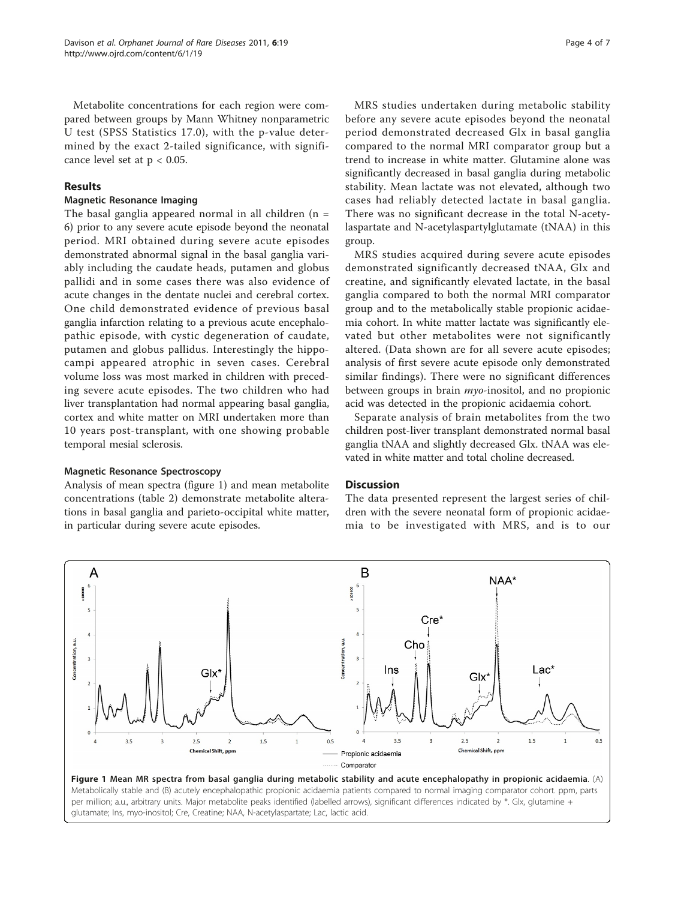Metabolite concentrations for each region were compared between groups by Mann Whitney nonparametric U test (SPSS Statistics 17.0), with the p-value determined by the exact 2-tailed significance, with significance level set at $p < 0.05$.

## Results

### Magnetic Resonance Imaging

The basal ganglia appeared normal in all children ($n = 6$) prior to any severe acute episode beyond the neonatal period. MRI obtained during severe acute episodes demonstrated abnormal signal in the basal ganglia variably including the caudate heads, putamen and globus pallidi and in some cases there was also evidence of acute changes in the dentate nuclei and cerebral cortex. One child demonstrated evidence of previous basal ganglia infarction relating to a previous acute encephalopathic episode, with cystic degeneration of caudate, putamen and globus pallidus. Interestingly the hippocampi appeared atrophic in seven cases. Cerebral volume loss was most marked in children with preceding severe acute episodes. The two children who had liver transplantation had normal appearing basal ganglia, cortex and white matter on MRI undertaken more than 10 years post-transplant, with one showing probable temporal mesial sclerosis.

### Magnetic Resonance Spectroscopy

Analysis of mean spectra (figure 1) and mean metabolite concentrations (table 2) demonstrate metabolite alterations in basal ganglia and parieto-occipital white matter, in particular during severe acute episodes.

MRS studies undertaken during metabolic stability before any severe acute episodes beyond the neonatal period demonstrated decreased Glx in basal ganglia compared to the normal MRI comparator group but a trend to increase in white matter. Glutamine alone was significantly decreased in basal ganglia during metabolic stability. Mean lactate was not elevated, although two cases had reliably detected lactate in basal ganglia. There was no significant decrease in the total N-acetylaspartate and N-acetylaspartylglutamate (tNAA) in this group.

MRS studies acquired during severe acute episodes demonstrated significantly decreased tNAA, Glx and creatine, and significantly elevated lactate, in the basal ganglia compared to both the normal MRI comparator group and to the metabolically stable propionic acidaemia cohort. In white matter lactate was significantly elevated but other metabolites were not significantly altered. (Data shown are for all severe acute episodes; analysis of first severe acute episode only demonstrated similar findings). There were no significant differences between groups in brain *myo*-inositol, and no propionic acid was detected in the propionic acidaemia cohort.

Separate analysis of brain metabolites from the two children post-liver transplant demonstrated normal basal ganglia tNAA and slightly decreased Glx. tNAA was elevated in white matter and total choline decreased.

## Discussion

The data presented represent the largest series of children with the severe neonatal form of propionic acidaemia to be investigated with MRS, and is to our

A

B

NAA*

Cre*

Cho

Ins

Glx*

Glx*

Lac*

Concentration, a.u.

x 100000

Chemical Shift, ppm

Propionic acidaemia

Comparator

**Figure 1 Mean MR spectra from basal ganglia during metabolic stability and acute encephalopathy in propionic acidaemia**. (A) Metabolically stable and (B) acutely encephalopathic propionic acidaemia patients compared to normal imaging comparator cohort. ppm, parts per million; a.u., arbitrary units. Major metabolite peaks identified (labelled arrows), significant differences indicated by *. Glx, glutamine + glutamate; Ins, myo-inositol; Cre, Creatine; NAA, N-acetylaspartate; Lac, lactic acid.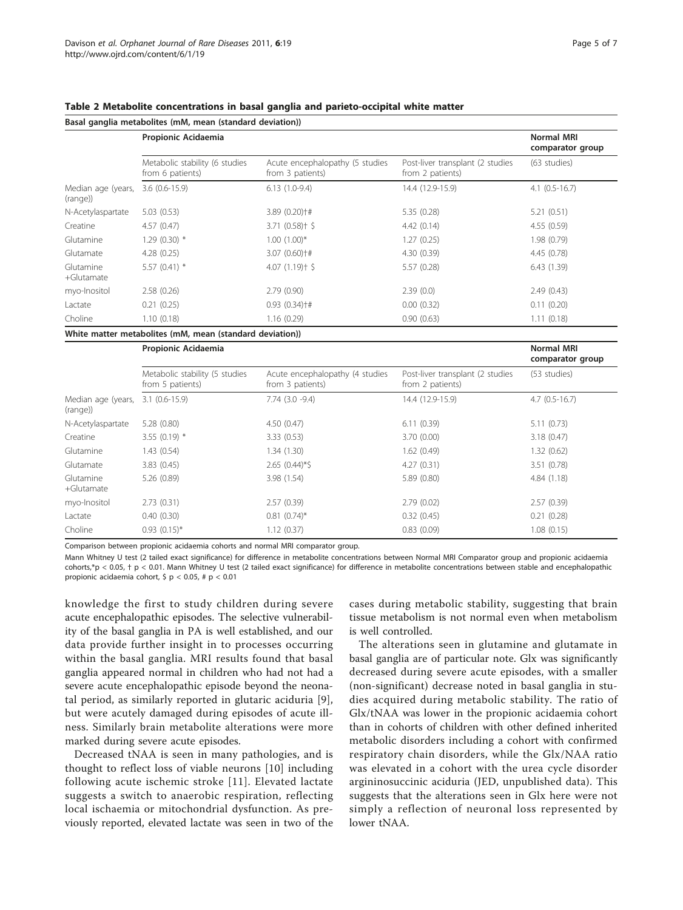**Table 2 Metabolite concentrations in basal ganglia and parieto-occipital white matter**

| Basal ganglia metabolites (mM, mean (standard deviation)) | | | | |
|---|---|---|---|---|
| | Propionic Acidaemia | | | Normal MRI comparator group |
| | Metabolic stability (6 studies from 6 patients) | Acute encephalopathy (5 studies from 3 patients) | Post-liver transplant (2 studies from 2 patients) | (63 studies) |
| Median age (years, (range)) | 3.6 (0.6-15.9) | 6.13 (1.0-9.4) | 14.4 (12.9-15.9) | 4.1 (0.5-16.7) |
| N-Acetylaspartate | 5.03 (0.53) | 3.89 (0.20)†# | 5.35 (0.28) | 5.21 (0.51) |
| Creatine | 4.57 (0.47) | 3.71 (0.58)† $ | 4.42 (0.14) | 4.55 (0.59) |
| Glutamine | 1.29 (0.30) * | 1.00 (1.00)* | 1.27 (0.25) | 1.98 (0.79) |
| Glutamate | 4.28 (0.25) | 3.07 (0.60)†# | 4.30 (0.39) | 4.45 (0.78) |
| Glutamine +Glutamate | 5.57 (0.41) * | 4.07 (1.19)† $ | 5.57 (0.28) | 6.43 (1.39) |
| myo-Inositol | 2.58 (0.26) | 2.79 (0.90) | 2.39 (0.0) | 2.49 (0.43) |
| Lactate | 0.21 (0.25) | 0.93 (0.34)†# | 0.00 (0.32) | 0.11 (0.20) |
| Choline | 1.10 (0.18) | 1.16 (0.29) | 0.90 (0.63) | 1.11 (0.18) |

| White matter metabolites (mM, mean (standard deviation)) | | | | |
|---|---|---|---|---|
| | Propionic Acidaemia | | | Normal MRI comparator group |
| | Metabolic stability (5 studies from 5 patients) | Acute encephalopathy (4 studies from 3 patients) | Post-liver transplant (2 studies from 2 patients) | (53 studies) |
| Median age (years, (range)) | 3.1 (0.6-15.9) | 7.74 (3.0 -9.4) | 14.4 (12.9-15.9) | 4.7 (0.5-16.7) |
| N-Acetylaspartate | 5.28 (0.80) | 4.50 (0.47) | 6.11 (0.39) | 5.11 (0.73) |
| Creatine | 3.55 (0.19) * | 3.33 (0.53) | 3.70 (0.00) | 3.18 (0.47) |
| Glutamine | 1.43 (0.54) | 1.34 (1.30) | 1.62 (0.49) | 1.32 (0.62) |
| Glutamate | 3.83 (0.45) | 2.65 (0.44)*$ | 4.27 (0.31) | 3.51 (0.78) |
| Glutamine +Glutamate | 5.26 (0.89) | 3.98 (1.54) | 5.89 (0.80) | 4.84 (1.18) |
| myo-Inositol | 2.73 (0.31) | 2.57 (0.39) | 2.79 (0.02) | 2.57 (0.39) |
| Lactate | 0.40 (0.30) | 0.81 (0.74)* | 0.32 (0.45) | 0.21 (0.28) |
| Choline | 0.93 (0.15)* | 1.12 (0.37) | 0.83 (0.09) | 1.08 (0.15) |

Comparison between propionic acidaemia cohorts and normal MRI comparator group.

Mann Whitney U test (2 tailed exact significance) for difference in metabolite concentrations between Normal MRI Comparator group and propionic acidaemia cohorts,*$p < 0.05$, † $p < 0.01$. Mann Whitney U test (2 tailed exact significance) for difference in metabolite concentrations between stable and encephalopathic propionic acidaemia cohort, $ $p < 0.05$, # $p < 0.01$

knowledge the first to study children during severe acute encephalopathic episodes. The selective vulnerability of the basal ganglia in PA is well established, and our data provide further insight in to processes occurring within the basal ganglia. MRI results found that basal ganglia appeared normal in children who had not had a severe acute encephalopathic episode beyond the neonatal period, as similarly reported in glutaric aciduria [9], but were acutely damaged during episodes of acute illness. Similarly brain metabolite alterations were more marked during severe acute episodes.

Decreased tNAA is seen in many pathologies, and is thought to reflect loss of viable neurons [10] including following acute ischemic stroke [11]. Elevated lactate suggests a switch to anaerobic respiration, reflecting local ischaemia or mitochondrial dysfunction. As previously reported, elevated lactate was seen in two of the cases during metabolic stability, suggesting that brain tissue metabolism is not normal even when metabolism is well controlled.

The alterations seen in glutamine and glutamate in basal ganglia are of particular note. Glx was significantly decreased during severe acute episodes, with a smaller (non-significant) decrease noted in basal ganglia in studies acquired during metabolic stability. The ratio of Glx/tNAA was lower in the propionic acidaemia cohort than in cohorts of children with other defined inherited metabolic disorders including a cohort with confirmed respiratory chain disorders, while the Glx/NAA ratio was elevated in a cohort with the urea cycle disorder argininosuccinic aciduria (JED, unpublished data). This suggests that the alterations seen in Glx here were not simply a reflection of neuronal loss represented by lower tNAA.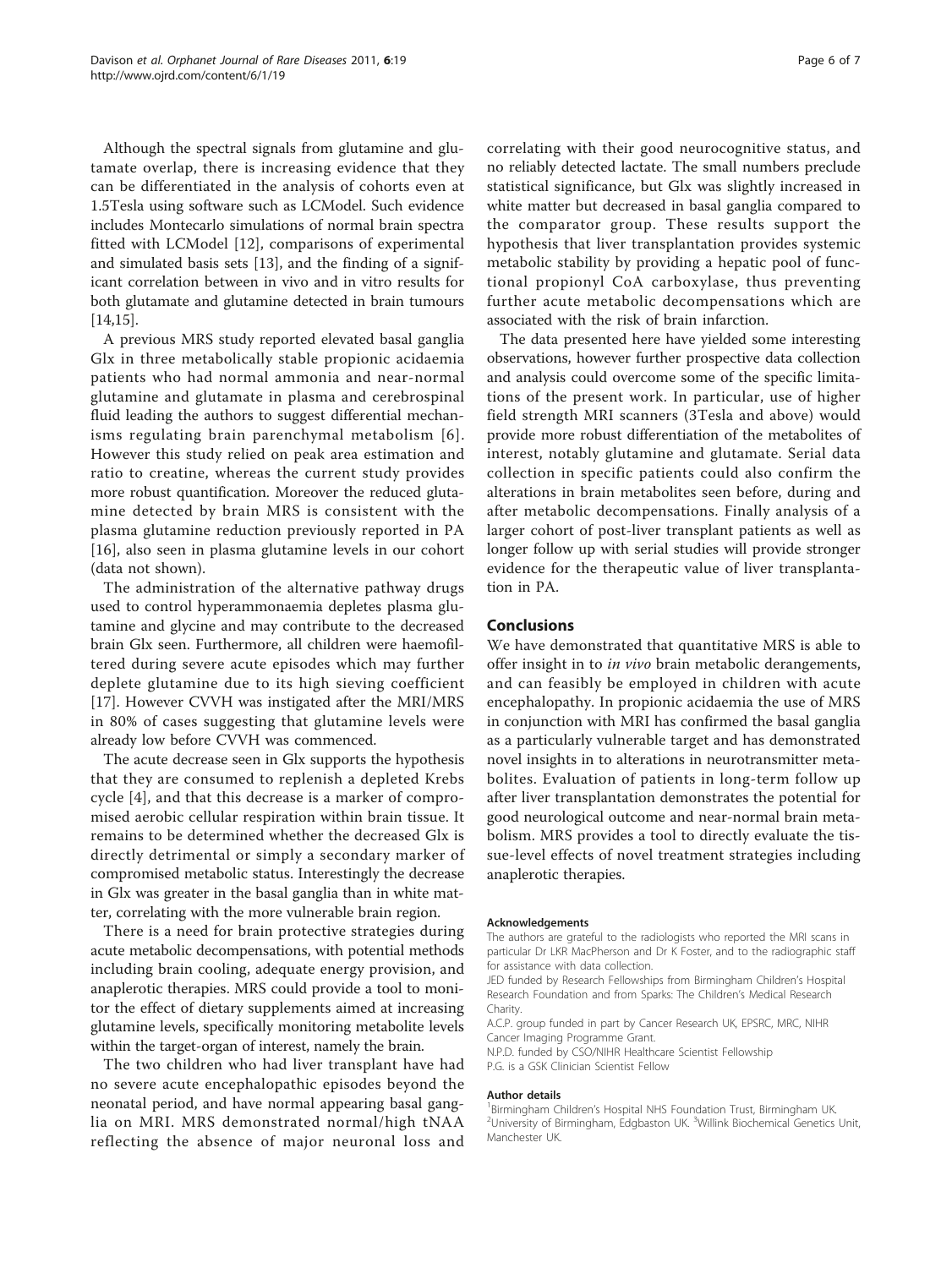Although the spectral signals from glutamine and glutamate overlap, there is increasing evidence that they can be differentiated in the analysis of cohorts even at 1.5Tesla using software such as LCModel. Such evidence includes Montecarlo simulations of normal brain spectra fitted with LCModel [12], comparisons of experimental and simulated basis sets [13], and the finding of a significant correlation between in vivo and in vitro results for both glutamate and glutamine detected in brain tumours [14,15].

A previous MRS study reported elevated basal ganglia Glx in three metabolically stable propionic acidaemia patients who had normal ammonia and near-normal glutamine and glutamate in plasma and cerebrospinal fluid leading the authors to suggest differential mechanisms regulating brain parenchymal metabolism [6]. However this study relied on peak area estimation and ratio to creatine, whereas the current study provides more robust quantification. Moreover the reduced glutamine detected by brain MRS is consistent with the plasma glutamine reduction previously reported in PA [16], also seen in plasma glutamine levels in our cohort (data not shown).

The administration of the alternative pathway drugs used to control hyperammonaemia depletes plasma glutamine and glycine and may contribute to the decreased brain Glx seen. Furthermore, all children were haemofiltered during severe acute episodes which may further deplete glutamine due to its high sieving coefficient [17]. However CVVH was instigated after the MRI/MRS in 80% of cases suggesting that glutamine levels were already low before CVVH was commenced.

The acute decrease seen in Glx supports the hypothesis that they are consumed to replenish a depleted Krebs cycle [4], and that this decrease is a marker of compromised aerobic cellular respiration within brain tissue. It remains to be determined whether the decreased Glx is directly detrimental or simply a secondary marker of compromised metabolic status. Interestingly the decrease in Glx was greater in the basal ganglia than in white matter, correlating with the more vulnerable brain region.

There is a need for brain protective strategies during acute metabolic decompensations, with potential methods including brain cooling, adequate energy provision, and anaplerotic therapies. MRS could provide a tool to monitor the effect of dietary supplements aimed at increasing glutamine levels, specifically monitoring metabolite levels within the target-organ of interest, namely the brain.

The two children who had liver transplant have had no severe acute encephalopathic episodes beyond the neonatal period, and have normal appearing basal ganglia on MRI. MRS demonstrated normal/high tNAA reflecting the absence of major neuronal loss and correlating with their good neurocognitive status, and no reliably detected lactate. The small numbers preclude statistical significance, but Glx was slightly increased in white matter but decreased in basal ganglia compared to the comparator group. These results support the hypothesis that liver transplantation provides systemic metabolic stability by providing a hepatic pool of functional propionyl CoA carboxylase, thus preventing further acute metabolic decompensations which are associated with the risk of brain infarction.

The data presented here have yielded some interesting observations, however further prospective data collection and analysis could overcome some of the specific limitations of the present work. In particular, use of higher field strength MRI scanners (3Tesla and above) would provide more robust differentiation of the metabolites of interest, notably glutamine and glutamate. Serial data collection in specific patients could also confirm the alterations in brain metabolites seen before, during and after metabolic decompensations. Finally analysis of a larger cohort of post-liver transplant patients as well as longer follow up with serial studies will provide stronger evidence for the therapeutic value of liver transplantation in PA.

## Conclusions

We have demonstrated that quantitative MRS is able to offer insight in to *in vivo* brain metabolic derangements, and can feasibly be employed in children with acute encephalopathy. In propionic acidaemia the use of MRS in conjunction with MRI has confirmed the basal ganglia as a particularly vulnerable target and has demonstrated novel insights in to alterations in neurotransmitter metabolites. Evaluation of patients in long-term follow up after liver transplantation demonstrates the potential for good neurological outcome and near-normal brain metabolism. MRS provides a tool to directly evaluate the tissue-level effects of novel treatment strategies including anaplerotic therapies.

#### Acknowledgements

The authors are grateful to the radiologists who reported the MRI scans in particular Dr LKR MacPherson and Dr K Foster, and to the radiographic staff for assistance with data collection.

JED funded by Research Fellowships from Birmingham Children's Hospital Research Foundation and from Sparks: The Children's Medical Research Charity.

A.C.P. group funded in part by Cancer Research UK, EPSRC, MRC, NIHR Cancer Imaging Programme Grant.

N.P.D. funded by CSO/NIHR Healthcare Scientist Fellowship

P.G. is a GSK Clinician Scientist Fellow

#### Author details

[1]Birmingham Children's Hospital NHS Foundation Trust, Birmingham UK. [2]University of Birmingham, Edgbaston UK. [3]Willink Biochemical Genetics Unit, Manchester UK.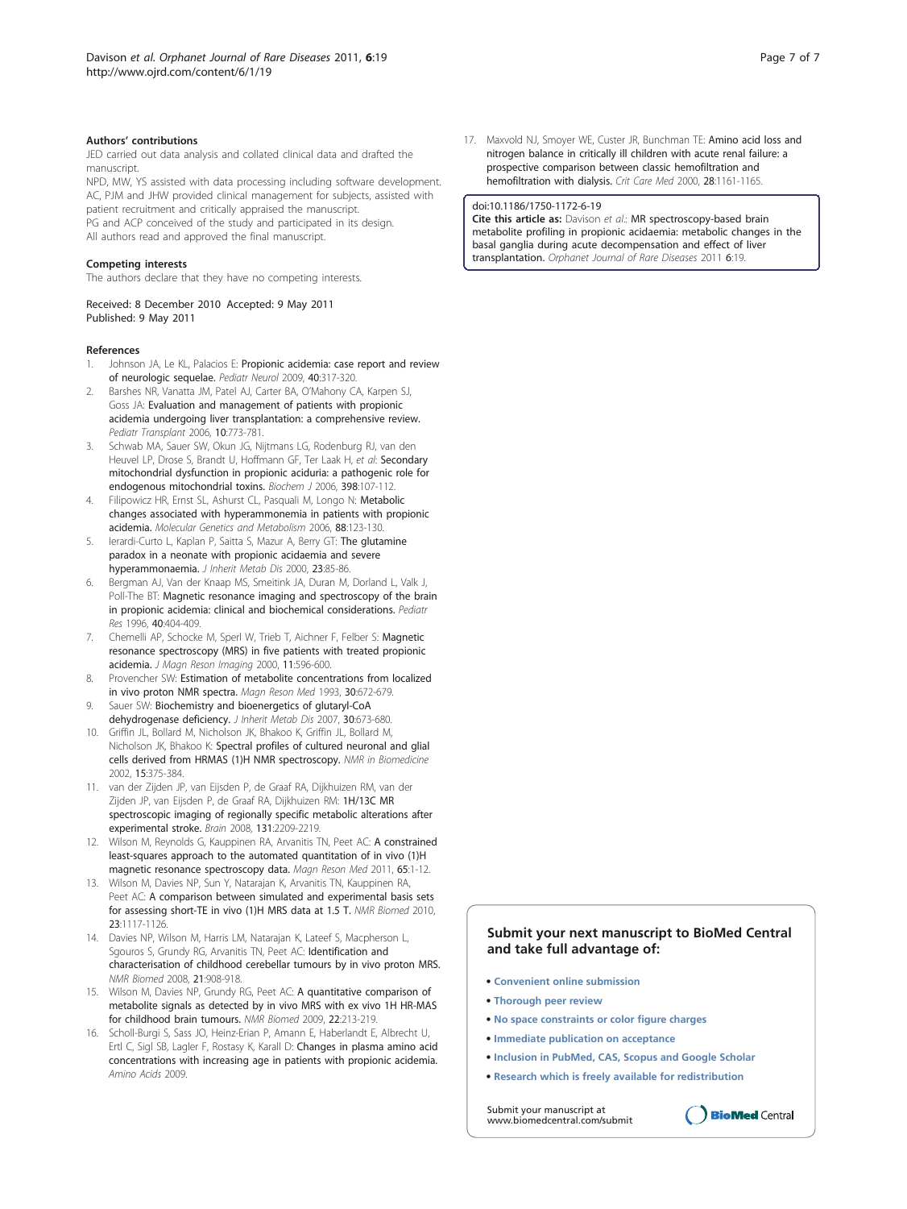### Authors' contributions

JED carried out data analysis and collated clinical data and drafted the manuscript.

NPD, MW, YS assisted with data processing including software development. AC, PJM and JHW provided clinical management for subjects, assisted with patient recruitment and critically appraised the manuscript.

PG and ACP conceived of the study and participated in its design.

All authors read and approved the final manuscript.

### Competing interests

The authors declare that they have no competing interests.

Received: 8 December 2010 Accepted: 9 May 2011
Published: 9 May 2011

### References

1. Johnson JA, Le KL, Palacios E: **Propionic acidemia: case report and review of neurologic sequelae.** *Pediatr Neurol* 2009, **40**:317-320.
2. Barshes NR, Vanatta JM, Patel AJ, Carter BA, O'Mahony CA, Karpen SJ, Goss JA: **Evaluation and management of patients with propionic acidemia undergoing liver transplantation: a comprehensive review.** *Pediatr Transplant* 2006, **10**:773-781.
3. Schwab MA, Sauer SW, Okun JG, Nijtmans LG, Rodenburg RJ, van den Heuvel LP, Drose S, Brandt U, Hoffmann GF, Ter Laak H, *et al*: **Secondary mitochondrial dysfunction in propionic aciduria: a pathogenic role for endogenous mitochondrial toxins.** *Biochem J* 2006, **398**:107-112.
4. Filipowicz HR, Ernst SL, Ashurst CL, Pasquali M, Longo N: **Metabolic changes associated with hyperammonemia in patients with propionic acidemia.** *Molecular Genetics and Metabolism* 2006, **88**:123-130.
5. Ierardi-Curto L, Kaplan P, Saitta S, Mazur A, Berry GT: **The glutamine paradox in a neonate with propionic acidaemia and severe hyperammonaemia.** *J Inherit Metab Dis* 2000, **23**:85-86.
6. Bergman AJ, Van der Knaap MS, Smeitink JA, Duran M, Dorland L, Valk J, Poll-The BT: **Magnetic resonance imaging and spectroscopy of the brain in propionic acidemia: clinical and biochemical considerations.** *Pediatr Res* 1996, **40**:404-409.
7. Chemelli AP, Schocke M, Sperl W, Trieb T, Aichner F, Felber S: **Magnetic resonance spectroscopy (MRS) in five patients with treated propionic acidemia.** *J Magn Reson Imaging* 2000, **11**:596-600.
8. Provencher SW: **Estimation of metabolite concentrations from localized in vivo proton NMR spectra.** *Magn Reson Med* 1993, **30**:672-679.
9. Sauer SW: **Biochemistry and bioenergetics of glutaryl-CoA dehydrogenase deficiency.** *J Inherit Metab Dis* 2007, **30**:673-680.
10. Griffin JL, Bollard M, Nicholson JK, Bhakoo K, Griffin JL, Bollard M, Nicholson JK, Bhakoo K: **Spectral profiles of cultured neuronal and glial cells derived from HRMAS (1)H NMR spectroscopy.** *NMR in Biomedicine* 2002, **15**:375-384.
11. van der Zijden JP, van Eijsden P, de Graaf RA, Dijkhuizen RM, van der Zijden JP, van Eijsden P, de Graaf RA, Dijkhuizen RM: **1H/13C MR spectroscopic imaging of regionally specific metabolic alterations after experimental stroke.** *Brain* 2008, **131**:2209-2219.
12. Wilson M, Reynolds G, Kauppinen RA, Arvanitis TN, Peet AC: **A constrained least-squares approach to the automated quantitation of in vivo (1)H magnetic resonance spectroscopy data.** *Magn Reson Med* 2011, **65**:1-12.
13. Wilson M, Davies NP, Sun Y, Natarajan K, Arvanitis TN, Kauppinen RA, Peet AC: **A comparison between simulated and experimental basis sets for assessing short-TE in vivo (1)H MRS data at 1.5 T.** *NMR Biomed* 2010, **23**:1117-1126.
14. Davies NP, Wilson M, Harris LM, Natarajan K, Lateef S, Macpherson L, Sgouros S, Grundy RG, Arvanitis TN, Peet AC: **Identification and characterisation of childhood cerebellar tumours by in vivo proton MRS.** *NMR Biomed* 2008, **21**:908-918.
15. Wilson M, Davies NP, Grundy RG, Peet AC: **A quantitative comparison of metabolite signals as detected by in vivo MRS with ex vivo 1H HR-MAS for childhood brain tumours.** *NMR Biomed* 2009, **22**:213-219.
16. Scholl-Burgi S, Sass JO, Heinz-Erian P, Amann E, Haberlandt E, Albrecht U, Ertl C, Sigl SB, Lagler F, Rostasy K, Karall D: **Changes in plasma amino acid concentrations with increasing age in patients with propionic acidemia.** *Amino Acids* 2009.
17. Maxvold NJ, Smoyer WE, Custer JR, Bunchman TE: **Amino acid loss and nitrogen balance in critically ill children with acute renal failure: a prospective comparison between classic hemofiltration and hemofiltration with dialysis.** *Crit Care Med* 2000, **28**:1161-1165.

doi:10.1186/1750-1172-6-19
**Cite this article as:** Davison *et al.*: MR spectroscopy-based brain metabolite profiling in propionic acidaemia: metabolic changes in the basal ganglia during acute decompensation and effect of liver transplantation. *Orphanet Journal of Rare Diseases* 2011 **6**:19.

**Submit your next manuscript to BioMed Central and take full advantage of:**

- Convenient online submission
- Thorough peer review
- No space constraints or color figure charges
- Immediate publication on acceptance
- Inclusion in PubMed, CAS, Scopus and Google Scholar
- Research which is freely available for redistribution

Submit your manuscript at
www.biomedcentral.com/submit

BioMed Central